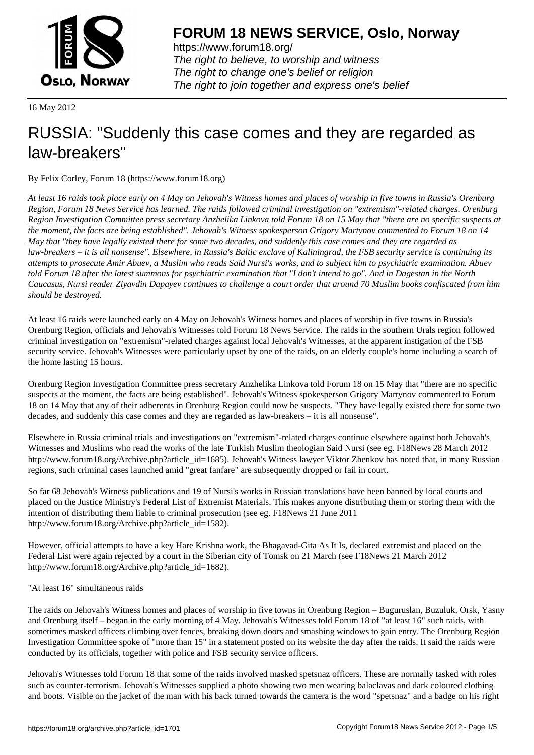# FORUM 18 NEWS SERVICE, Oslo, Norway

https://www.forum18.org/
*The right to believe, to worship and witness*
*The right to change one's belief or religion*
*The right to join together and express one's belief*

16 May 2012

# RUSSIA: "Suddenly this case comes and they are regarded as law-breakers"

By Felix Corley, Forum 18 (https://www.forum18.org)

*At least 16 raids took place early on 4 May on Jehovah's Witness homes and places of worship in five towns in Russia's Orenburg Region, Forum 18 News Service has learned. The raids followed criminal investigation on "extremism"-related charges. Orenburg Region Investigation Committee press secretary Anzhelika Linkova told Forum 18 on 15 May that "there are no specific suspects at the moment, the facts are being established". Jehovah's Witness spokesperson Grigory Martynov commented to Forum 18 on 14 May that "they have legally existed there for some two decades, and suddenly this case comes and they are regarded as law-breakers – it is all nonsense". Elsewhere, in Russia's Baltic exclave of Kaliningrad, the FSB security service is continuing its attempts to prosecute Amir Abuev, a Muslim who reads Said Nursi's works, and to subject him to psychiatric examination. Abuev told Forum 18 after the latest summons for psychiatric examination that "I don't intend to go". And in Dagestan in the North Caucasus, Nursi reader Ziyavdin Dapayev continues to challenge a court order that around 70 Muslim books confiscated from him should be destroyed.*

At least 16 raids were launched early on 4 May on Jehovah's Witness homes and places of worship in five towns in Russia's Orenburg Region, officials and Jehovah's Witnesses told Forum 18 News Service. The raids in the southern Urals region followed criminal investigation on "extremism"-related charges against local Jehovah's Witnesses, at the apparent instigation of the FSB security service. Jehovah's Witnesses were particularly upset by one of the raids, on an elderly couple's home including a search of the home lasting 15 hours.

Orenburg Region Investigation Committee press secretary Anzhelika Linkova told Forum 18 on 15 May that "there are no specific suspects at the moment, the facts are being established". Jehovah's Witness spokesperson Grigory Martynov commented to Forum 18 on 14 May that any of their adherents in Orenburg Region could now be suspects. "They have legally existed there for some two decades, and suddenly this case comes and they are regarded as law-breakers – it is all nonsense".

Elsewhere in Russia criminal trials and investigations on "extremism"-related charges continue elsewhere against both Jehovah's Witnesses and Muslims who read the works of the late Turkish Muslim theologian Said Nursi (see eg. F18News 28 March 2012 http://www.forum18.org/Archive.php?article_id=1685). Jehovah's Witness lawyer Viktor Zhenkov has noted that, in many Russian regions, such criminal cases launched amid "great fanfare" are subsequently dropped or fail in court.

So far 68 Jehovah's Witness publications and 19 of Nursi's works in Russian translations have been banned by local courts and placed on the Justice Ministry's Federal List of Extremist Materials. This makes anyone distributing them or storing them with the intention of distributing them liable to criminal prosecution (see eg. F18News 21 June 2011 http://www.forum18.org/Archive.php?article_id=1582).

However, official attempts to have a key Hare Krishna work, the Bhagavad-Gita As It Is, declared extremist and placed on the Federal List were again rejected by a court in the Siberian city of Tomsk on 21 March (see F18News 21 March 2012 http://www.forum18.org/Archive.php?article_id=1682).

"At least 16" simultaneous raids

The raids on Jehovah's Witness homes and places of worship in five towns in Orenburg Region – Buguruslan, Buzuluk, Orsk, Yasny and Orenburg itself – began in the early morning of 4 May. Jehovah's Witnesses told Forum 18 of "at least 16" such raids, with sometimes masked officers climbing over fences, breaking down doors and smashing windows to gain entry. The Orenburg Region Investigation Committee spoke of "more than 15" in a statement posted on its website the day after the raids. It said the raids were conducted by its officials, together with police and FSB security service officers.

Jehovah's Witnesses told Forum 18 that some of the raids involved masked spetsnaz officers. These are normally tasked with roles such as counter-terrorism. Jehovah's Witnesses supplied a photo showing two men wearing balaclavas and dark coloured clothing and boots. Visible on the jacket of the man with his back turned towards the camera is the word "spetsnaz" and a badge on his right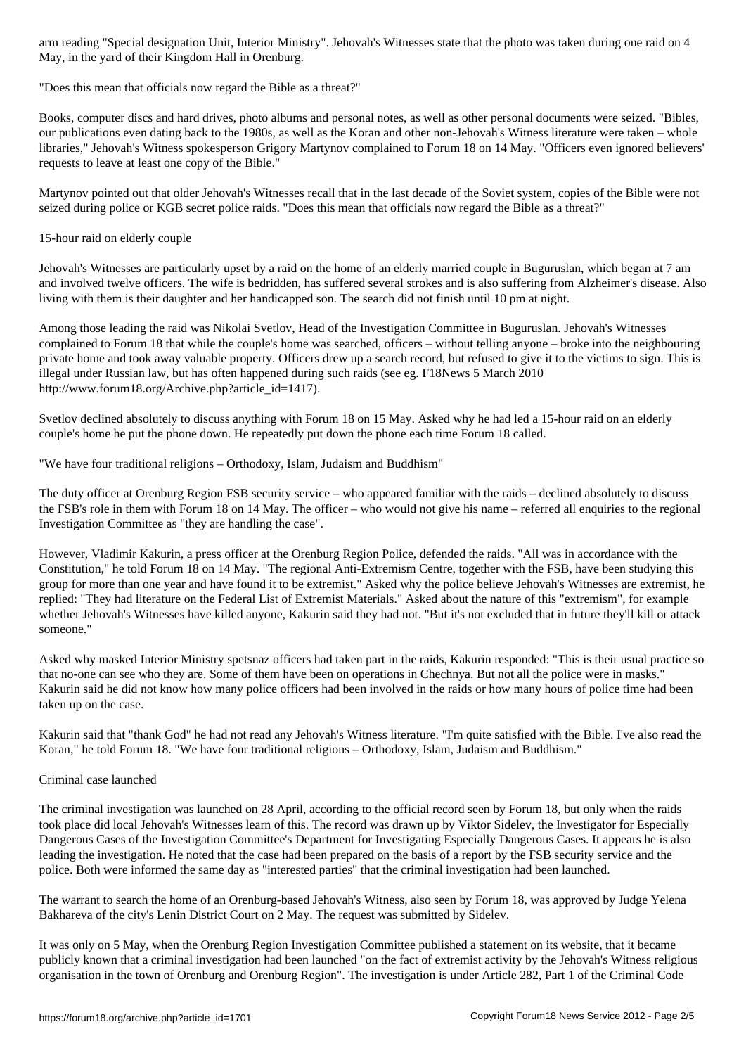arm reading "Special designation Unit, Interior Ministry". Jehovah's Witnesses state that the photo was taken during one raid on 4 May, in the yard of their Kingdom Hall in Orenburg.

"Does this mean that officials now regard the Bible as a threat?"

Books, computer discs and hard drives, photo albums and personal notes, as well as other personal documents were seized. "Bibles, our publications even dating back to the 1980s, as well as the Koran and other non-Jehovah's Witness literature were taken – whole libraries," Jehovah's Witness spokesperson Grigory Martynov complained to Forum 18 on 14 May. "Officers even ignored believers' requests to leave at least one copy of the Bible."

Martynov pointed out that older Jehovah's Witnesses recall that in the last decade of the Soviet system, copies of the Bible were not seized during police or KGB secret police raids. "Does this mean that officials now regard the Bible as a threat?"

## 15-hour raid on elderly couple

Jehovah's Witnesses are particularly upset by a raid on the home of an elderly married couple in Buguruslan, which began at 7 am and involved twelve officers. The wife is bedridden, has suffered several strokes and is also suffering from Alzheimer's disease. Also living with them is their daughter and her handicapped son. The search did not finish until 10 pm at night.

Among those leading the raid was Nikolai Svetlov, Head of the Investigation Committee in Buguruslan. Jehovah's Witnesses complained to Forum 18 that while the couple's home was searched, officers – without telling anyone – broke into the neighbouring private home and took away valuable property. Officers drew up a search record, but refused to give it to the victims to sign. This is illegal under Russian law, but has often happened during such raids (see eg. F18News 5 March 2010 http://www.forum18.org/Archive.php?article_id=1417).

Svetlov declined absolutely to discuss anything with Forum 18 on 15 May. Asked why he had led a 15-hour raid on an elderly couple's home he put the phone down. He repeatedly put down the phone each time Forum 18 called.

## "We have four traditional religions – Orthodoxy, Islam, Judaism and Buddhism"

The duty officer at Orenburg Region FSB security service – who appeared familiar with the raids – declined absolutely to discuss the FSB's role in them with Forum 18 on 14 May. The officer – who would not give his name – referred all enquiries to the regional Investigation Committee as "they are handling the case".

However, Vladimir Kakurin, a press officer at the Orenburg Region Police, defended the raids. "All was in accordance with the Constitution," he told Forum 18 on 14 May. "The regional Anti-Extremism Centre, together with the FSB, have been studying this group for more than one year and have found it to be extremist." Asked why the police believe Jehovah's Witnesses are extremist, he replied: "They had literature on the Federal List of Extremist Materials." Asked about the nature of this "extremism", for example whether Jehovah's Witnesses have killed anyone, Kakurin said they had not. "But it's not excluded that in future they'll kill or attack someone."

Asked why masked Interior Ministry spetsnaz officers had taken part in the raids, Kakurin responded: "This is their usual practice so that no-one can see who they are. Some of them have been on operations in Chechnya. But not all the police were in masks." Kakurin said he did not know how many police officers had been involved in the raids or how many hours of police time had been taken up on the case.

Kakurin said that "thank God" he had not read any Jehovah's Witness literature. "I'm quite satisfied with the Bible. I've also read the Koran," he told Forum 18. "We have four traditional religions – Orthodoxy, Islam, Judaism and Buddhism."

## Criminal case launched

The criminal investigation was launched on 28 April, according to the official record seen by Forum 18, but only when the raids took place did local Jehovah's Witnesses learn of this. The record was drawn up by Viktor Sidelev, the Investigator for Especially Dangerous Cases of the Investigation Committee's Department for Investigating Especially Dangerous Cases. It appears he is also leading the investigation. He noted that the case had been prepared on the basis of a report by the FSB security service and the police. Both were informed the same day as "interested parties" that the criminal investigation had been launched.

The warrant to search the home of an Orenburg-based Jehovah's Witness, also seen by Forum 18, was approved by Judge Yelena Bakhareva of the city's Lenin District Court on 2 May. The request was submitted by Sidelev.

It was only on 5 May, when the Orenburg Region Investigation Committee published a statement on its website, that it became publicly known that a criminal investigation had been launched "on the fact of extremist activity by the Jehovah's Witness religious organisation in the town of Orenburg and Orenburg Region". The investigation is under Article 282, Part 1 of the Criminal Code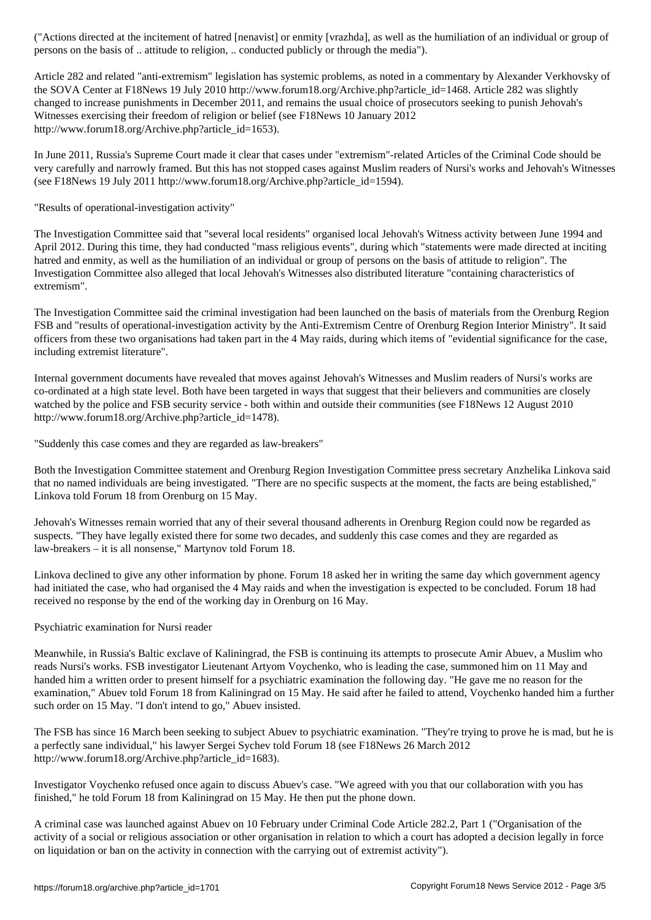("Actions directed at the incitement of hatred [nenavist] or enmity [vrazhda], as well as the humiliation of an individual or group of persons on the basis of .. attitude to religion, .. conducted publicly or through the media").

Article 282 and related "anti-extremism" legislation has systemic problems, as noted in a commentary by Alexander Verkhovsky of the SOVA Center at F18News 19 July 2010 http://www.forum18.org/Archive.php?article_id=1468. Article 282 was slightly changed to increase punishments in December 2011, and remains the usual choice of prosecutors seeking to punish Jehovah's Witnesses exercising their freedom of religion or belief (see F18News 10 January 2012 http://www.forum18.org/Archive.php?article_id=1653).

In June 2011, Russia's Supreme Court made it clear that cases under "extremism"-related Articles of the Criminal Code should be very carefully and narrowly framed. But this has not stopped cases against Muslim readers of Nursi's works and Jehovah's Witnesses (see F18News 19 July 2011 http://www.forum18.org/Archive.php?article_id=1594).

"Results of operational-investigation activity"

The Investigation Committee said that "several local residents" organised local Jehovah's Witness activity between June 1994 and April 2012. During this time, they had conducted "mass religious events", during which "statements were made directed at inciting hatred and enmity, as well as the humiliation of an individual or group of persons on the basis of attitude to religion". The Investigation Committee also alleged that local Jehovah's Witnesses also distributed literature "containing characteristics of extremism".

The Investigation Committee said the criminal investigation had been launched on the basis of materials from the Orenburg Region FSB and "results of operational-investigation activity by the Anti-Extremism Centre of Orenburg Region Interior Ministry". It said officers from these two organisations had taken part in the 4 May raids, during which items of "evidential significance for the case, including extremist literature".

Internal government documents have revealed that moves against Jehovah's Witnesses and Muslim readers of Nursi's works are co-ordinated at a high state level. Both have been targeted in ways that suggest that their believers and communities are closely watched by the police and FSB security service - both within and outside their communities (see F18News 12 August 2010 http://www.forum18.org/Archive.php?article_id=1478).

"Suddenly this case comes and they are regarded as law-breakers"

Both the Investigation Committee statement and Orenburg Region Investigation Committee press secretary Anzhelika Linkova said that no named individuals are being investigated. "There are no specific suspects at the moment, the facts are being established," Linkova told Forum 18 from Orenburg on 15 May.

Jehovah's Witnesses remain worried that any of their several thousand adherents in Orenburg Region could now be regarded as suspects. "They have legally existed there for some two decades, and suddenly this case comes and they are regarded as law-breakers – it is all nonsense," Martynov told Forum 18.

Linkova declined to give any other information by phone. Forum 18 asked her in writing the same day which government agency had initiated the case, who had organised the 4 May raids and when the investigation is expected to be concluded. Forum 18 had received no response by the end of the working day in Orenburg on 16 May.

Psychiatric examination for Nursi reader

Meanwhile, in Russia's Baltic exclave of Kaliningrad, the FSB is continuing its attempts to prosecute Amir Abuev, a Muslim who reads Nursi's works. FSB investigator Lieutenant Artyom Voychenko, who is leading the case, summoned him on 11 May and handed him a written order to present himself for a psychiatric examination the following day. "He gave me no reason for the examination," Abuev told Forum 18 from Kaliningrad on 15 May. He said after he failed to attend, Voychenko handed him a further such order on 15 May. "I don't intend to go," Abuev insisted.

The FSB has since 16 March been seeking to subject Abuev to psychiatric examination. "They're trying to prove he is mad, but he is a perfectly sane individual," his lawyer Sergei Sychev told Forum 18 (see F18News 26 March 2012 http://www.forum18.org/Archive.php?article_id=1683).

Investigator Voychenko refused once again to discuss Abuev's case. "We agreed with you that our collaboration with you has finished," he told Forum 18 from Kaliningrad on 15 May. He then put the phone down.

A criminal case was launched against Abuev on 10 February under Criminal Code Article 282.2, Part 1 ("Organisation of the activity of a social or religious association or other organisation in relation to which a court has adopted a decision legally in force on liquidation or ban on the activity in connection with the carrying out of extremist activity").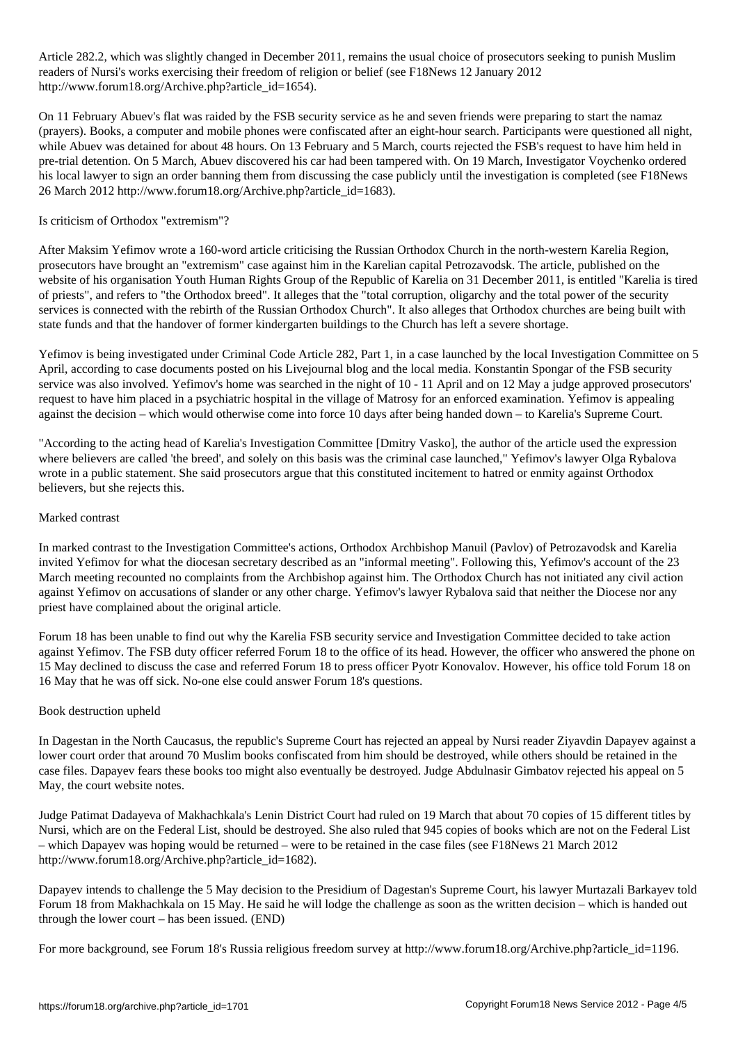Article 282.2, which was slightly changed in December 2011, remains the usual choice of prosecutors seeking to punish Muslim readers of Nursi's works exercising their freedom of religion or belief (see F18News 12 January 2012 http://www.forum18.org/Archive.php?article_id=1654).

On 11 February Abuev's flat was raided by the FSB security service as he and seven friends were preparing to start the namaz (prayers). Books, a computer and mobile phones were confiscated after an eight-hour search. Participants were questioned all night, while Abuev was detained for about 48 hours. On 13 February and 5 March, courts rejected the FSB's request to have him held in pre-trial detention. On 5 March, Abuev discovered his car had been tampered with. On 19 March, Investigator Voychenko ordered his local lawyer to sign an order banning them from discussing the case publicly until the investigation is completed (see F18News 26 March 2012 http://www.forum18.org/Archive.php?article_id=1683).

## Is criticism of Orthodox "extremism"?

After Maksim Yefimov wrote a 160-word article criticising the Russian Orthodox Church in the north-western Karelia Region, prosecutors have brought an "extremism" case against him in the Karelian capital Petrozavodsk. The article, published on the website of his organisation Youth Human Rights Group of the Republic of Karelia on 31 December 2011, is entitled "Karelia is tired of priests", and refers to "the Orthodox breed". It alleges that the "total corruption, oligarchy and the total power of the security services is connected with the rebirth of the Russian Orthodox Church". It also alleges that Orthodox churches are being built with state funds and that the handover of former kindergarten buildings to the Church has left a severe shortage.

Yefimov is being investigated under Criminal Code Article 282, Part 1, in a case launched by the local Investigation Committee on 5 April, according to case documents posted on his Livejournal blog and the local media. Konstantin Spongar of the FSB security service was also involved. Yefimov's home was searched in the night of 10 - 11 April and on 12 May a judge approved prosecutors' request to have him placed in a psychiatric hospital in the village of Matrosy for an enforced examination. Yefimov is appealing against the decision – which would otherwise come into force 10 days after being handed down – to Karelia's Supreme Court.

"According to the acting head of Karelia's Investigation Committee [Dmitry Vasko], the author of the article used the expression where believers are called 'the breed', and solely on this basis was the criminal case launched," Yefimov's lawyer Olga Rybalova wrote in a public statement. She said prosecutors argue that this constituted incitement to hatred or enmity against Orthodox believers, but she rejects this.

## Marked contrast

In marked contrast to the Investigation Committee's actions, Orthodox Archbishop Manuil (Pavlov) of Petrozavodsk and Karelia invited Yefimov for what the diocesan secretary described as an "informal meeting". Following this, Yefimov's account of the 23 March meeting recounted no complaints from the Archbishop against him. The Orthodox Church has not initiated any civil action against Yefimov on accusations of slander or any other charge. Yefimov's lawyer Rybalova said that neither the Diocese nor any priest have complained about the original article.

Forum 18 has been unable to find out why the Karelia FSB security service and Investigation Committee decided to take action against Yefimov. The FSB duty officer referred Forum 18 to the office of its head. However, the officer who answered the phone on 15 May declined to discuss the case and referred Forum 18 to press officer Pyotr Konovalov. However, his office told Forum 18 on 16 May that he was off sick. No-one else could answer Forum 18's questions.

## Book destruction upheld

In Dagestan in the North Caucasus, the republic's Supreme Court has rejected an appeal by Nursi reader Ziyavdin Dapayev against a lower court order that around 70 Muslim books confiscated from him should be destroyed, while others should be retained in the case files. Dapayev fears these books too might also eventually be destroyed. Judge Abdulnasir Gimbatov rejected his appeal on 5 May, the court website notes.

Judge Patimat Dadayeva of Makhachkala's Lenin District Court had ruled on 19 March that about 70 copies of 15 different titles by Nursi, which are on the Federal List, should be destroyed. She also ruled that 945 copies of books which are not on the Federal List – which Dapayev was hoping would be returned – were to be retained in the case files (see F18News 21 March 2012 http://www.forum18.org/Archive.php?article_id=1682).

Dapayev intends to challenge the 5 May decision to the Presidium of Dagestan's Supreme Court, his lawyer Murtazali Barkayev told Forum 18 from Makhachkala on 15 May. He said he will lodge the challenge as soon as the written decision – which is handed out through the lower court – has been issued. (END)

For more background, see Forum 18's Russia religious freedom survey at http://www.forum18.org/Archive.php?article_id=1196.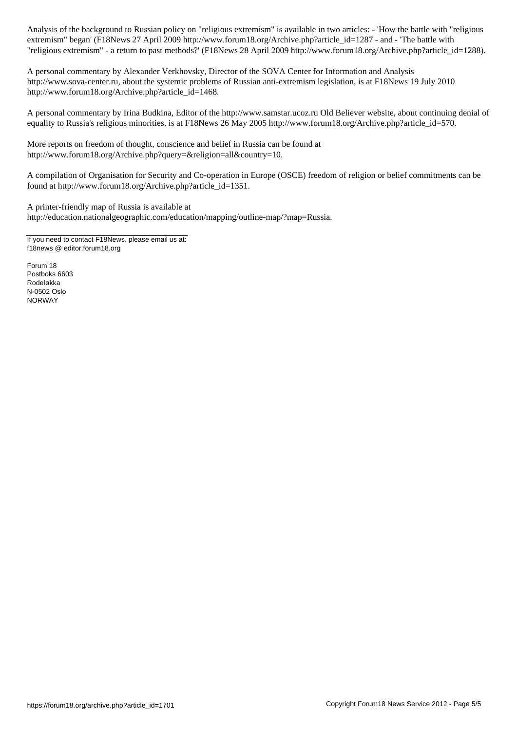Analysis of the background to Russian policy on "religious extremism" is available in two articles: - 'How the battle with "religious extremism" began' (F18News 27 April 2009 http://www.forum18.org/Archive.php?article_id=1287 - and - 'The battle with "religious extremism" - a return to past methods?' (F18News 28 April 2009 http://www.forum18.org/Archive.php?article_id=1288).

A personal commentary by Alexander Verkhovsky, Director of the SOVA Center for Information and Analysis http://www.sova-center.ru, about the systemic problems of Russian anti-extremism legislation, is at F18News 19 July 2010 http://www.forum18.org/Archive.php?article_id=1468.

A personal commentary by Irina Budkina, Editor of the http://www.samstar.ucoz.ru Old Believer website, about continuing denial of equality to Russia's religious minorities, is at F18News 26 May 2005 http://www.forum18.org/Archive.php?article_id=570.

More reports on freedom of thought, conscience and belief in Russia can be found at http://www.forum18.org/Archive.php?query=&religion=all&country=10.

A compilation of Organisation for Security and Co-operation in Europe (OSCE) freedom of religion or belief commitments can be found at http://www.forum18.org/Archive.php?article_id=1351.

A printer-friendly map of Russia is available at http://education.nationalgeographic.com/education/mapping/outline-map/?map=Russia.

If you need to contact F18News, please email us at:
f18news @ editor.forum18.org

Forum 18
Postboks 6603
Rodeløkka
N-0502 Oslo
NORWAY